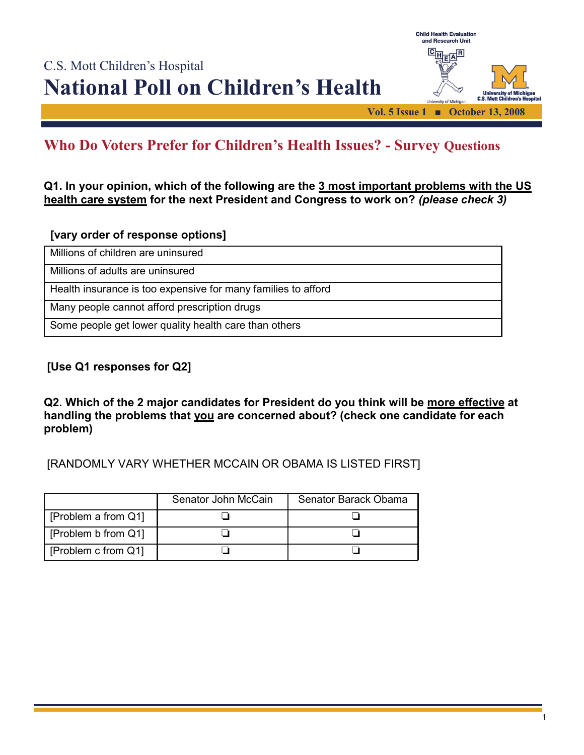C.S. Mott Children's Hospital

# National Poll on Children's Health

Child Health Evaluation and Research Unit

University of Michigan C.S. Mott Children's Hospital

Vol. 5 Issue 1 ■ October 13, 2008

## Who Do Voters Prefer for Children's Health Issues? - Survey Questions

**Q1. In your opinion, which of the following are the 3 most important problems with the US health care system for the next President and Congress to work on?** ***(please check 3)***

**[vary order of response options]**

| Millions of children are uninsured |
|---|
| Millions of adults are uninsured |
| Health insurance is too expensive for many families to afford |
| Many people cannot afford prescription drugs |
| Some people get lower quality health care than others |

**[Use Q1 responses for Q2]**

**Q2. Which of the 2 major candidates for President do you think will be more effective at handling the problems that you are concerned about? (check one candidate for each problem)**

[RANDOMLY VARY WHETHER MCCAIN OR OBAMA IS LISTED FIRST]

| | Senator John McCain | Senator Barack Obama |
|---|---|---|
| [Problem a from Q1] | ❏ | ❏ |
| [Problem b from Q1] | ❏ | ❏ |
| [Problem c from Q1] | ❏ | ❏ |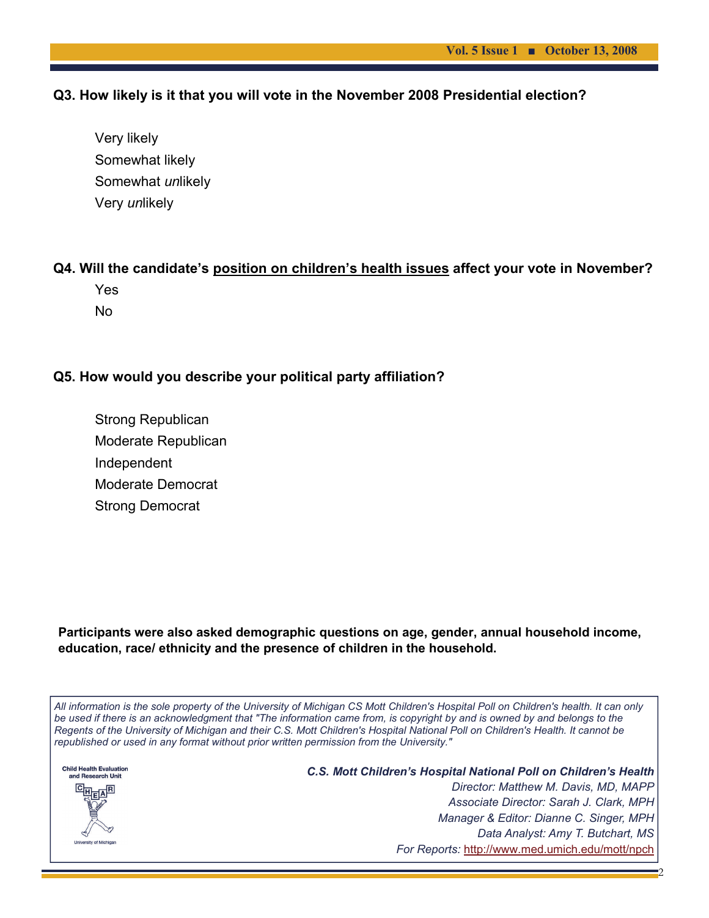**Q3. How likely is it that you will vote in the November 2008 Presidential election?**

- Very likely
- Somewhat likely
- Somewhat *un*likely
- Very *un*likely

**Q4. Will the candidate's position on children's health issues affect your vote in November?**

- Yes
- No

**Q5. How would you describe your political party affiliation?**

- Strong Republican
- Moderate Republican
- Independent
- Moderate Democrat
- Strong Democrat

**Participants were also asked demographic questions on age, gender, annual household income, education, race/ ethnicity and the presence of children in the household.**

*All information is the sole property of the University of Michigan CS Mott Children's Hospital Poll on Children's health. It can only be used if there is an acknowledgment that "The information came from, is copyright by and is owned by and belongs to the Regents of the University of Michigan and their C.S. Mott Children's Hospital National Poll on Children's Health. It cannot be republished or used in any format without prior written permission from the University."*

Child Health Evaluation and Research Unit

CHEAR

University of Michigan

***C.S. Mott Children's Hospital National Poll on Children's Health***

*Director: Matthew M. Davis, MD, MAPP*

*Associate Director: Sarah J. Clark, MPH*

*Manager & Editor: Dianne C. Singer, MPH*

*Data Analyst: Amy T. Butchart, MS*

*For Reports:* http://www.med.umich.edu/mott/npch